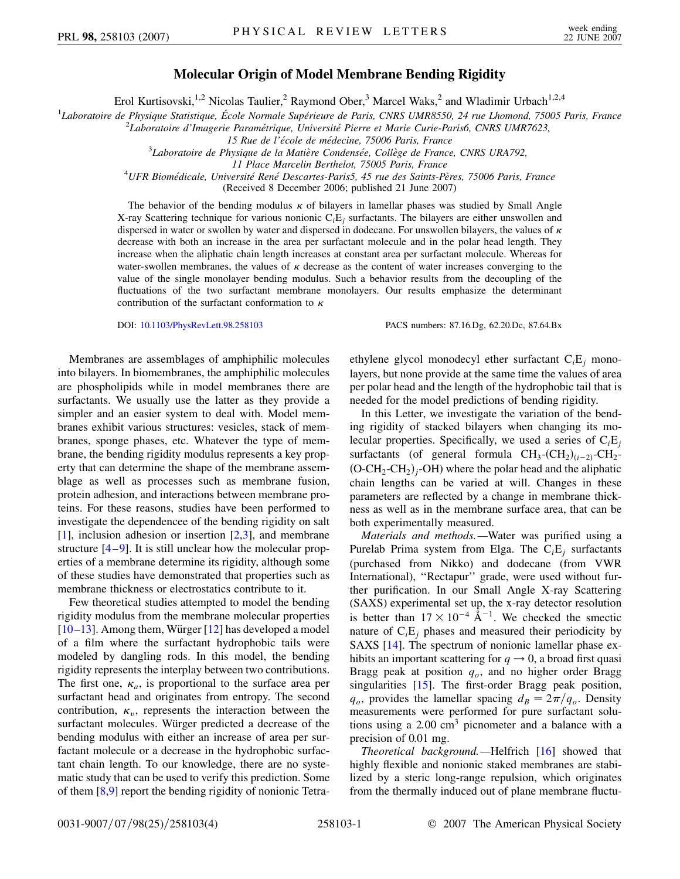# Molecular Origin of Model Membrane Bending Rigidity

Erol Kurtisovski,[1,2] Nicolas Taulier,[2] Raymond Ober,[3] Marcel Waks,[2] and Wladimir Urbach[1,2,4]

[1]Laboratoire de Physique Statistique, École Normale Supérieure de Paris, CNRS UMR8550, 24 rue Lhomond, 75005 Paris, France
[2]Laboratoire d'Imagerie Paramétrique, Université Pierre et Marie Curie-Paris6, CNRS UMR7623, 15 Rue de l'école de médecine, 75006 Paris, France
[3]Laboratoire de Physique de la Matière Condensée, Collège de France, CNRS URA792, 11 Place Marcelin Berthelot, 75005 Paris, France
[4]UFR Biomédicale, Université René Descartes-Paris5, 45 rue des Saints-Pères, 75006 Paris, France

(Received 8 December 2006; published 21 June 2007)

The behavior of the bending modulus $\kappa$ of bilayers in lamellar phases was studied by Small Angle X-ray Scattering technique for various nonionic $C_iE_j$ surfactants. The bilayers are either unswollen and dispersed in water or swollen by water and dispersed in dodecane. For unswollen bilayers, the values of $\kappa$ decrease with both an increase in the area per surfactant molecule and in the polar head length. They increase when the aliphatic chain length increases at constant area per surfactant molecule. Whereas for water-swollen membranes, the values of $\kappa$ decrease as the content of water increases converging to the value of the single monolayer bending modulus. Such a behavior results from the decoupling of the fluctuations of the two surfactant membrane monolayers. Our results emphasize the determinant contribution of the surfactant conformation to $\kappa$

DOI: 10.1103/PhysRevLett.98.258103 PACS numbers: 87.16.Dg, 62.20.Dc, 87.64.Bx

Membranes are assemblages of amphiphilic molecules into bilayers. In biomembranes, the amphiphilic molecules are phospholipids while in model membranes there are surfactants. We usually use the latter as they provide a simpler and an easier system to deal with. Model membranes exhibit various structures: vesicles, stack of membranes, sponge phases, etc. Whatever the type of membrane, the bending rigidity modulus represents a key property that can determine the shape of the membrane assemblage as well as processes such as membrane fusion, protein adhesion, and interactions between membrane proteins. For these reasons, studies have been performed to investigate the dependencee of the bending rigidity on salt [1], inclusion adhesion or insertion [2,3], and membrane structure [4–9]. It is still unclear how the molecular properties of a membrane determine its rigidity, although some of these studies have demonstrated that properties such as membrane thickness or electrostatics contribute to it.

Few theoretical studies attempted to model the bending rigidity modulus from the membrane molecular properties [10–13]. Among them, Würger [12] has developed a model of a film where the surfactant hydrophobic tails were modeled by dangling rods. In this model, the bending rigidity represents the interplay between two contributions. The first one, $\kappa_a$, is proportional to the surface area per surfactant head and originates from entropy. The second contribution, $\kappa_v$, represents the interaction between the surfactant molecules. Würger predicted a decrease of the bending modulus with either an increase of area per surfactant molecule or a decrease in the hydrophobic surfactant chain length. To our knowledge, there are no systematic study that can be used to verify this prediction. Some of them [8,9] report the bending rigidity of nonionic Tetraethylene glycol monodecyl ether surfactant $C_iE_j$ monolayers, but none provide at the same time the values of area per polar head and the length of the hydrophobic tail that is needed for the model predictions of bending rigidity.

In this Letter, we investigate the variation of the bending rigidity of stacked bilayers when changing its molecular properties. Specifically, we used a series of $C_iE_j$ surfactants (of general formula $CH_3$-$(CH_2)_{(i-2)}$-$CH_2$-$(O$-$CH_2$-$CH_2)_j$-$OH$) where the polar head and the aliphatic chain lengths can be varied at will. Changes in these parameters are reflected by a change in membrane thickness as well as in the membrane surface area, that can be both experimentally measured.

*Materials and methods.*—Water was purified using a Purelab Prima system from Elga. The $C_iE_j$ surfactants (purchased from Nikko) and dodecane (from VWR International), ''Rectapur'' grade, were used without further purification. In our Small Angle X-ray Scattering (SAXS) experimental set up, the x-ray detector resolution is better than $17 \times 10^{-4}$ Å$^{-1}$. We checked the smectic nature of $C_iE_j$ phases and measured their periodicity by SAXS [14]. The spectrum of nonionic lamellar phase exhibits an important scattering for $q \to 0$, a broad first quasi Bragg peak at position $q_o$, and no higher order Bragg singularities [15]. The first-order Bragg peak position, $q_o$, provides the lamellar spacing $d_B = 2\pi/q_o$. Density measurements were performed for pure surfactant solutions using a 2.00 cm$^3$ picnometer and a balance with a precision of 0.01 mg.

*Theoretical background.*—Helfrich [16] showed that highly flexible and nonionic staked membranes are stabilized by a steric long-range repulsion, which originates from the thermally induced out of plane membrane fluctu-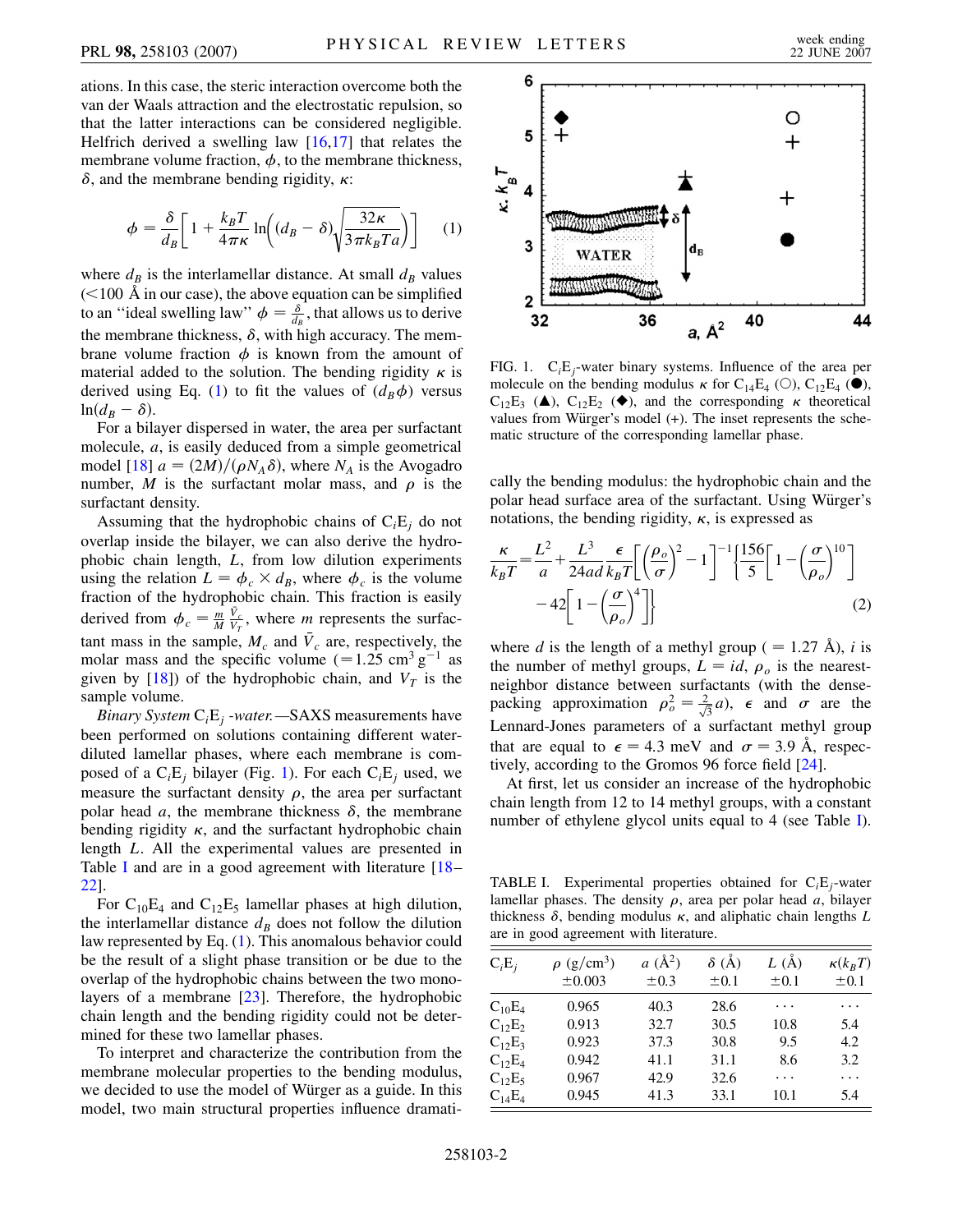ations. In this case, the steric interaction overcome both the van der Waals attraction and the electrostatic repulsion, so that the latter interactions can be considered negligible. Helfrich derived a swelling law [16,17] that relates the membrane volume fraction, $\phi$, to the membrane thickness, $\delta$, and the membrane bending rigidity, $\kappa$:

$$\phi = \frac{\delta}{d_B}\left[1 + \frac{k_B T}{4\pi\kappa}\ln\left((d_B - \delta)\sqrt{\frac{32\kappa}{3\pi k_B T a}}\right)\right] \quad (1)$$

where $d_B$ is the interlamellar distance. At small $d_B$ values (<100 Å in our case), the above equation can be simplified to an "ideal swelling law" $\phi = \frac{\delta}{d_B}$, that allows us to derive the membrane thickness, $\delta$, with high accuracy. The membrane volume fraction $\phi$ is known from the amount of material added to the solution. The bending rigidity $\kappa$ is derived using Eq. (1) to fit the values of $(d_B\phi)$ versus $\ln(d_B - \delta)$.

For a bilayer dispersed in water, the area per surfactant molecule, $a$, is easily deduced from a simple geometrical model [18] $a = (2M)/(\rho N_A \delta)$, where $N_A$ is the Avogadro number, $M$ is the surfactant molar mass, and $\rho$ is the surfactant density.

Assuming that the hydrophobic chains of $C_iE_j$ do not overlap inside the bilayer, we can also derive the hydrophobic chain length, $L$, from low dilution experiments using the relation $L = \phi_c \times d_B$, where $\phi_c$ is the volume fraction of the hydrophobic chain. This fraction is easily derived from $\phi_c = \frac{m}{M}\frac{\bar{V}_c}{V_T}$, where $m$ represents the surfactant mass in the sample, $M_c$ and $\bar{V}_c$ are, respectively, the molar mass and the specific volume (=1.25 cm$^3$ g$^{-1}$ as given by [18]) of the hydrophobic chain, and $V_T$ is the sample volume.

*Binary System $C_iE_j$ -water.*—SAXS measurements have been performed on solutions containing different water-diluted lamellar phases, where each membrane is composed of a $C_iE_j$ bilayer (Fig. 1). For each $C_iE_j$ used, we measure the surfactant density $\rho$, the area per surfactant polar head $a$, the membrane thickness $\delta$, the membrane bending rigidity $\kappa$, and the surfactant hydrophobic chain length $L$. All the experimental values are presented in Table I and are in a good agreement with literature [18–22].

For $C_{10}E_4$ and $C_{12}E_5$ lamellar phases at high dilution, the interlamellar distance $d_B$ does not follow the dilution law represented by Eq. (1). This anomalous behavior could be the result of a slight phase transition or be due to the overlap of the hydrophobic chains between the two monolayers of a membrane [23]. Therefore, the hydrophobic chain length and the bending rigidity could not be determined for these two lamellar phases.

To interpret and characterize the contribution from the membrane molecular properties to the bending modulus, we decided to use the model of Würger as a guide. In this model, two main structural properties influence dramatically the bending modulus: the hydrophobic chain and the polar head surface area of the surfactant. Using Würger's notations, the bending rigidity, $\kappa$, is expressed as

$$\frac{\kappa}{k_B T} = \frac{L^2}{a} + \frac{L^3}{24ad}\frac{\epsilon}{k_B T}\left[\left(\frac{\rho_o}{\sigma}\right)^2 - 1\right]^{-1}\left\{\frac{156}{5}\left[1 - \left(\frac{\sigma}{\rho_o}\right)^{10}\right] - 42\left[1 - \left(\frac{\sigma}{\rho_o}\right)^4\right]\right\} \quad (2)$$

where $d$ is the length of a methyl group (= 1.27 Å), $i$ is the number of methyl groups, $L = id$, $\rho_o$ is the nearest-neighbor distance between surfactants (with the dense-packing approximation $\rho_o^2 = \frac{2}{\sqrt{3}}a$), $\epsilon$ and $\sigma$ are the Lennard-Jones parameters of a surfactant methyl group that are equal to $\epsilon = 4.3$ meV and $\sigma = 3.9$ Å, respectively, according to the Gromos 96 force field [24].

At first, let us consider an increase of the hydrophobic chain length from 12 to 14 methyl groups, with a constant number of ethylene glycol units equal to 4 (see Table I).

FIG. 1. $C_iE_j$-water binary systems. Influence of the area per molecule on the bending modulus $\kappa$ for $C_{14}E_4$ (○), $C_{12}E_4$ (●), $C_{12}E_3$ (▲), $C_{12}E_2$ (◆), and the corresponding $\kappa$ theoretical values from Würger's model (+). The inset represents the schematic structure of the corresponding lamellar phase.

TABLE I. Experimental properties obtained for $C_iE_j$-water lamellar phases. The density $\rho$, area per polar head $a$, bilayer thickness $\delta$, bending modulus $\kappa$, and aliphatic chain lengths $L$ are in good agreement with literature.

| $C_iE_j$ | $\rho$ (g/cm$^3$) ±0.003 | $a$ (Å$^2$) ±0.3 | $\delta$ (Å) ±0.1 | $L$ (Å) ±0.1 | $\kappa(k_BT)$ ±0.1 |
|---|---|---|---|---|---|
| $C_{10}E_4$ | 0.965 | 40.3 | 28.6 | ⋯ | ⋯ |
| $C_{12}E_2$ | 0.913 | 32.7 | 30.5 | 10.8 | 5.4 |
| $C_{12}E_3$ | 0.923 | 37.3 | 30.8 | 9.5 | 4.2 |
| $C_{12}E_4$ | 0.942 | 41.1 | 31.1 | 8.6 | 3.2 |
| $C_{12}E_5$ | 0.967 | 42.9 | 32.6 | ⋯ | ⋯ |
| $C_{14}E_4$ | 0.945 | 41.3 | 33.1 | 10.1 | 5.4 |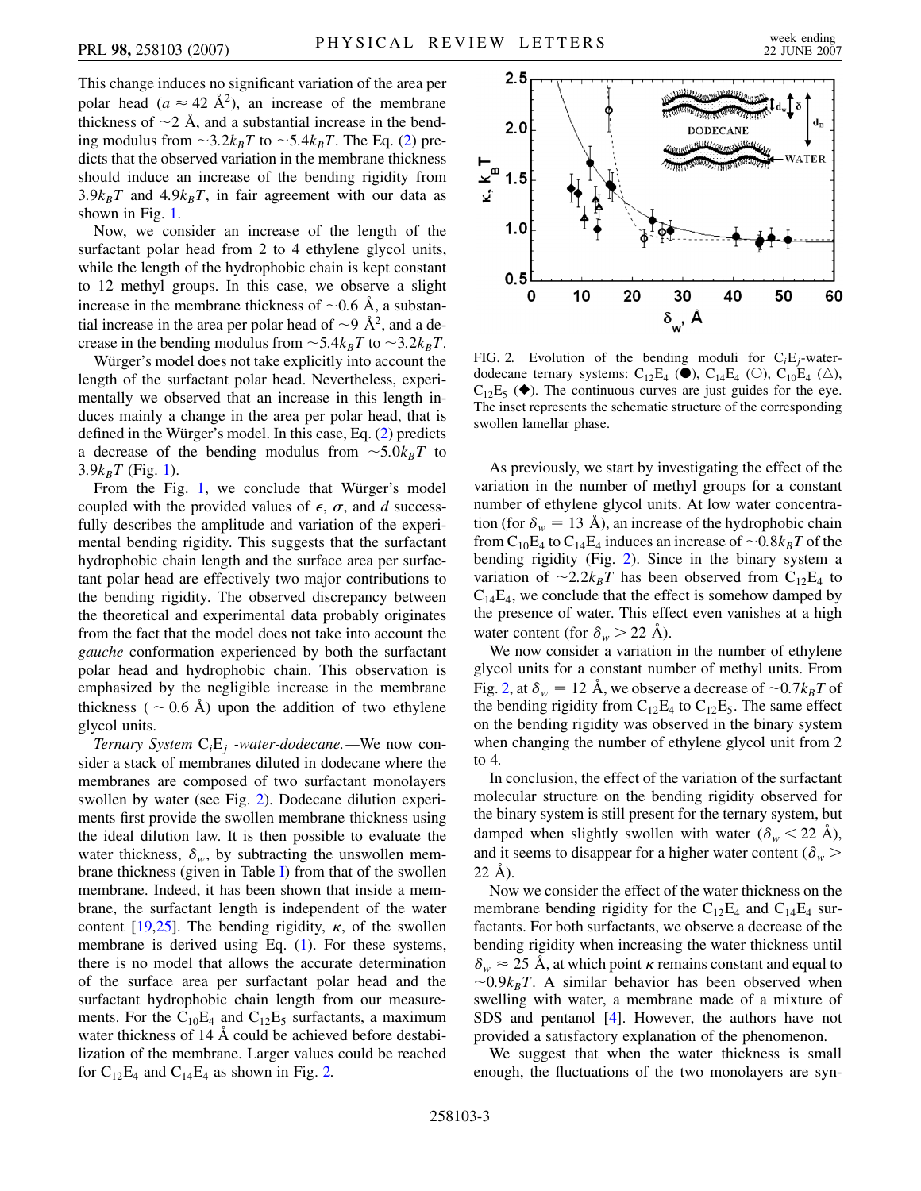This change induces no significant variation of the area per polar head ($a \approx 42$ Å$^2$), an increase of the membrane thickness of ~2 Å, and a substantial increase in the bending modulus from $\sim 3.2 k_B T$ to $\sim 5.4 k_B T$. The Eq. (2) predicts that the observed variation in the membrane thickness should induce an increase of the bending rigidity from $3.9 k_B T$ and $4.9 k_B T$, in fair agreement with our data as shown in Fig. 1.

Now, we consider an increase of the length of the surfactant polar head from 2 to 4 ethylene glycol units, while the length of the hydrophobic chain is kept constant to 12 methyl groups. In this case, we observe a slight increase in the membrane thickness of ~0.6 Å, a substantial increase in the area per polar head of ~9 Å$^2$, and a decrease in the bending modulus from $\sim 5.4 k_B T$ to $\sim 3.2 k_B T$.

Würger's model does not take explicitly into account the length of the surfactant polar head. Nevertheless, experimentally we observed that an increase in this length induces mainly a change in the area per polar head, that is defined in the Würger's model. In this case, Eq. (2) predicts a decrease of the bending modulus from $\sim 5.0 k_B T$ to $3.9 k_B T$ (Fig. 1).

From the Fig. 1, we conclude that Würger's model coupled with the provided values of $\epsilon$, $\sigma$, and $d$ successfully describes the amplitude and variation of the experimental bending rigidity. This suggests that the surfactant hydrophobic chain length and the surface area per surfactant polar head are effectively two major contributions to the bending rigidity. The observed discrepancy between the theoretical and experimental data probably originates from the fact that the model does not take into account the *gauche* conformation experienced by both the surfactant polar head and hydrophobic chain. This observation is emphasized by the negligible increase in the membrane thickness ($\sim 0.6$ Å) upon the addition of two ethylene glycol units.

*Ternary System* $C_iE_j$ *-water-dodecane.*—We now consider a stack of membranes diluted in dodecane where the membranes are composed of two surfactant monolayers swollen by water (see Fig. 2). Dodecane dilution experiments first provide the swollen membrane thickness using the ideal dilution law. It is then possible to evaluate the water thickness, $\delta_w$, by subtracting the unswollen membrane thickness (given in Table I) from that of the swollen membrane. Indeed, it has been shown that inside a membrane, the surfactant length is independent of the water content [19,25]. The bending rigidity, $\kappa$, of the swollen membrane is derived using Eq. (1). For these systems, there is no model that allows the accurate determination of the surface area per surfactant polar head and the surfactant hydrophobic chain length from our measurements. For the $C_{10}E_4$ and $C_{12}E_5$ surfactants, a maximum water thickness of 14 Å could be achieved before destabilization of the membrane. Larger values could be reached for $C_{12}E_4$ and $C_{14}E_4$ as shown in Fig. 2.

FIG. 2. Evolution of the bending moduli for $C_iE_j$-water-dodecane ternary systems: $C_{12}E_4$ (●), $C_{14}E_4$ (○), $C_{10}E_4$ (△), $C_{12}E_5$ (◆). The continuous curves are just guides for the eye. The inset represents the schematic structure of the corresponding swollen lamellar phase.

As previously, we start by investigating the effect of the variation in the number of methyl groups for a constant number of ethylene glycol units. At low water concentration (for $\delta_w = 13$ Å), an increase of the hydrophobic chain from $C_{10}E_4$ to $C_{14}E_4$ induces an increase of $\sim 0.8 k_B T$ of the bending rigidity (Fig. 2). Since in the binary system a variation of $\sim 2.2 k_B T$ has been observed from $C_{12}E_4$ to $C_{14}E_4$, we conclude that the effect is somehow damped by the presence of water. This effect even vanishes at a high water content (for $\delta_w > 22$ Å).

We now consider a variation in the number of ethylene glycol units for a constant number of methyl units. From Fig. 2, at $\delta_w = 12$ Å, we observe a decrease of $\sim 0.7 k_B T$ of the bending rigidity from $C_{12}E_4$ to $C_{12}E_5$. The same effect on the bending rigidity was observed in the binary system when changing the number of ethylene glycol unit from 2 to 4.

In conclusion, the effect of the variation of the surfactant molecular structure on the bending rigidity observed for the binary system is still present for the ternary system, but damped when slightly swollen with water ($\delta_w < 22$ Å), and it seems to disappear for a higher water content ($\delta_w > 22$ Å).

Now we consider the effect of the water thickness on the membrane bending rigidity for the $C_{12}E_4$ and $C_{14}E_4$ surfactants. For both surfactants, we observe a decrease of the bending rigidity when increasing the water thickness until $\delta_w \approx 25$ Å, at which point $\kappa$ remains constant and equal to $\sim 0.9 k_B T$. A similar behavior has been observed when swelling with water, a membrane made of a mixture of SDS and pentanol [4]. However, the authors have not provided a satisfactory explanation of the phenomenon.

We suggest that when the water thickness is small enough, the fluctuations of the two monolayers are syn-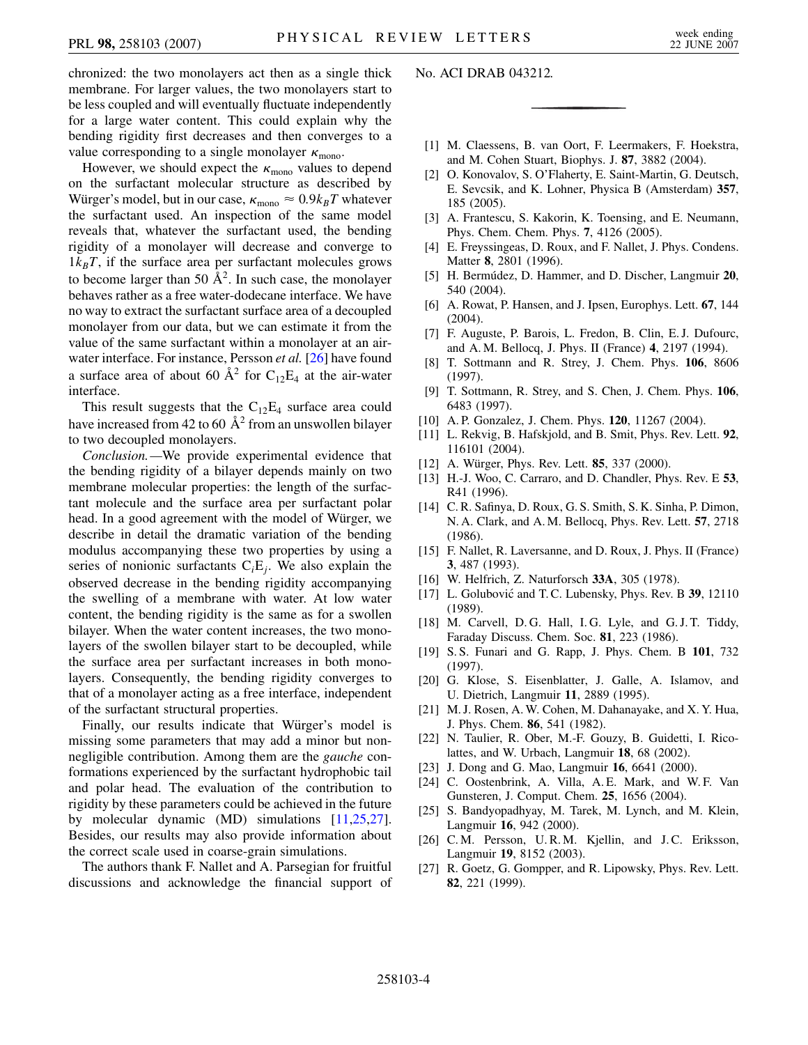chronized: the two monolayers act then as a single thick membrane. For larger values, the two monolayers start to be less coupled and will eventually fluctuate independently for a large water content. This could explain why the bending rigidity first decreases and then converges to a value corresponding to a single monolayer $\kappa_{\text{mono}}$.

However, we should expect the $\kappa_{\text{mono}}$ values to depend on the surfactant molecular structure as described by Würger's model, but in our case, $\kappa_{\text{mono}} \approx 0.9 k_B T$ whatever the surfactant used. An inspection of the same model reveals that, whatever the surfactant used, the bending rigidity of a monolayer will decrease and converge to $1 k_B T$, if the surface area per surfactant molecules grows to become larger than 50 Å$^2$. In such case, the monolayer behaves rather as a free water-dodecane interface. We have no way to extract the surfactant surface area of a decoupled monolayer from our data, but we can estimate it from the value of the same surfactant within a monolayer at an air-water interface. For instance, Persson *et al.* [26] have found a surface area of about 60 Å$^2$ for $C_{12}E_4$ at the air-water interface.

This result suggests that the $C_{12}E_4$ surface area could have increased from 42 to 60 Å$^2$ from an unswollen bilayer to two decoupled monolayers.

*Conclusion.*—We provide experimental evidence that the bending rigidity of a bilayer depends mainly on two membrane molecular properties: the length of the surfactant molecule and the surface area per surfactant polar head. In a good agreement with the model of Würger, we describe in detail the dramatic variation of the bending modulus accompanying these two properties by using a series of nonionic surfactants $C_iE_j$. We also explain the observed decrease in the bending rigidity accompanying the swelling of a membrane with water. At low water content, the bending rigidity is the same as for a swollen bilayer. When the water content increases, the two monolayers of the swollen bilayer start to be decoupled, while the surface area per surfactant increases in both monolayers. Consequently, the bending rigidity converges to that of a monolayer acting as a free interface, independent of the surfactant structural properties.

Finally, our results indicate that Würger's model is missing some parameters that may add a minor but non-negligible contribution. Among them are the *gauche* conformations experienced by the surfactant hydrophobic tail and polar head. The evaluation of the contribution to rigidity by these parameters could be achieved in the future by molecular dynamic (MD) simulations [11,25,27]. Besides, our results may also provide information about the correct scale used in coarse-grain simulations.

The authors thank F. Nallet and A. Parsegian for fruitful discussions and acknowledge the financial support of No. ACI DRAB 043212.

---

[1] M. Claessens, B. van Oort, F. Leermakers, F. Hoekstra, and M. Cohen Stuart, Biophys. J. **87**, 3882 (2004).

[2] O. Konovalov, S. O'Flaherty, E. Saint-Martin, G. Deutsch, E. Sevcsik, and K. Lohner, Physica B (Amsterdam) **357**, 185 (2005).

[3] A. Frantescu, S. Kakorin, K. Toensing, and E. Neumann, Phys. Chem. Chem. Phys. **7**, 4126 (2005).

[4] E. Freyssingeas, D. Roux, and F. Nallet, J. Phys. Condens. Matter **8**, 2801 (1996).

[5] H. Bermúdez, D. Hammer, and D. Discher, Langmuir **20**, 540 (2004).

[6] A. Rowat, P. Hansen, and J. Ipsen, Europhys. Lett. **67**, 144 (2004).

[7] F. Auguste, P. Barois, L. Fredon, B. Clin, E. J. Dufourc, and A. M. Bellocq, J. Phys. II (France) **4**, 2197 (1994).

[8] T. Sottmann and R. Strey, J. Chem. Phys. **106**, 8606 (1997).

[9] T. Sottmann, R. Strey, and S. Chen, J. Chem. Phys. **106**, 6483 (1997).

[10] A. P. Gonzalez, J. Chem. Phys. **120**, 11267 (2004).

[11] L. Rekvig, B. Hafskjold, and B. Smit, Phys. Rev. Lett. **92**, 116101 (2004).

[12] A. Würger, Phys. Rev. Lett. **85**, 337 (2000).

[13] H.-J. Woo, C. Carraro, and D. Chandler, Phys. Rev. E **53**, R41 (1996).

[14] C. R. Safinya, D. Roux, G. S. Smith, S. K. Sinha, P. Dimon, N. A. Clark, and A. M. Bellocq, Phys. Rev. Lett. **57**, 2718 (1986).

[15] F. Nallet, R. Laversanne, and D. Roux, J. Phys. II (France) **3**, 487 (1993).

[16] W. Helfrich, Z. Naturforsch **33A**, 305 (1978).

[17] L. Golubović and T. C. Lubensky, Phys. Rev. B **39**, 12110 (1989).

[18] M. Carvell, D. G. Hall, I. G. Lyle, and G. J. T. Tiddy, Faraday Discuss. Chem. Soc. **81**, 223 (1986).

[19] S. S. Funari and G. Rapp, J. Phys. Chem. B **101**, 732 (1997).

[20] G. Klose, S. Eisenblatter, J. Galle, A. Islamov, and U. Dietrich, Langmuir **11**, 2889 (1995).

[21] M. J. Rosen, A. W. Cohen, M. Dahanayake, and X. Y. Hua, J. Phys. Chem. **86**, 541 (1982).

[22] N. Taulier, R. Ober, M.-F. Gouzy, B. Guidetti, I. Rico-lattes, and W. Urbach, Langmuir **18**, 68 (2002).

[23] J. Dong and G. Mao, Langmuir **16**, 6641 (2000).

[24] C. Oostenbrink, A. Villa, A. E. Mark, and W. F. Van Gunsteren, J. Comput. Chem. **25**, 1656 (2004).

[25] S. Bandyopadhyay, M. Tarek, M. Lynch, and M. Klein, Langmuir **16**, 942 (2000).

[26] C. M. Persson, U. R. M. Kjellin, and J. C. Eriksson, Langmuir **19**, 8152 (2003).

[27] R. Goetz, G. Gompper, and R. Lipowsky, Phys. Rev. Lett. **82**, 221 (1999).